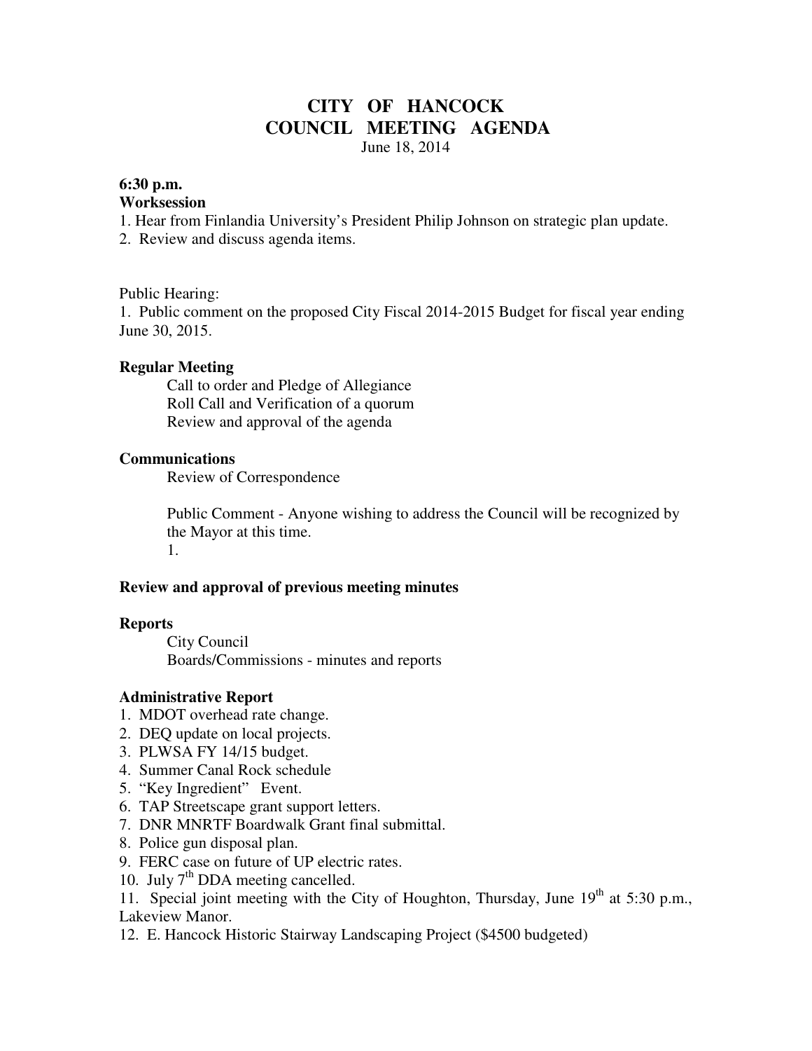# CITY OF HANCOCK
## COUNCIL MEETING AGENDA

June 18, 2014

**6:30 p.m.**
**Worksession**

1. Hear from Finlandia University's President Philip Johnson on strategic plan update.
2. Review and discuss agenda items.

Public Hearing:

1. Public comment on the proposed City Fiscal 2014-2015 Budget for fiscal year ending June 30, 2015.

**Regular Meeting**

Call to order and Pledge of Allegiance
Roll Call and Verification of a quorum
Review and approval of the agenda

**Communications**

Review of Correspondence

Public Comment - Anyone wishing to address the Council will be recognized by the Mayor at this time.
1.

**Review and approval of previous meeting minutes**

**Reports**

City Council
Boards/Commissions - minutes and reports

**Administrative Report**

1. MDOT overhead rate change.
2. DEQ update on local projects.
3. PLWSA FY 14/15 budget.
4. Summer Canal Rock schedule
5. "Key Ingredient" Event.
6. TAP Streetscape grant support letters.
7. DNR MNRTF Boardwalk Grant final submittal.
8. Police gun disposal plan.
9. FERC case on future of UP electric rates.
10. July 7th DDA meeting cancelled.
11. Special joint meeting with the City of Houghton, Thursday, June 19th at 5:30 p.m., Lakeview Manor.
12. E. Hancock Historic Stairway Landscaping Project ($4500 budgeted)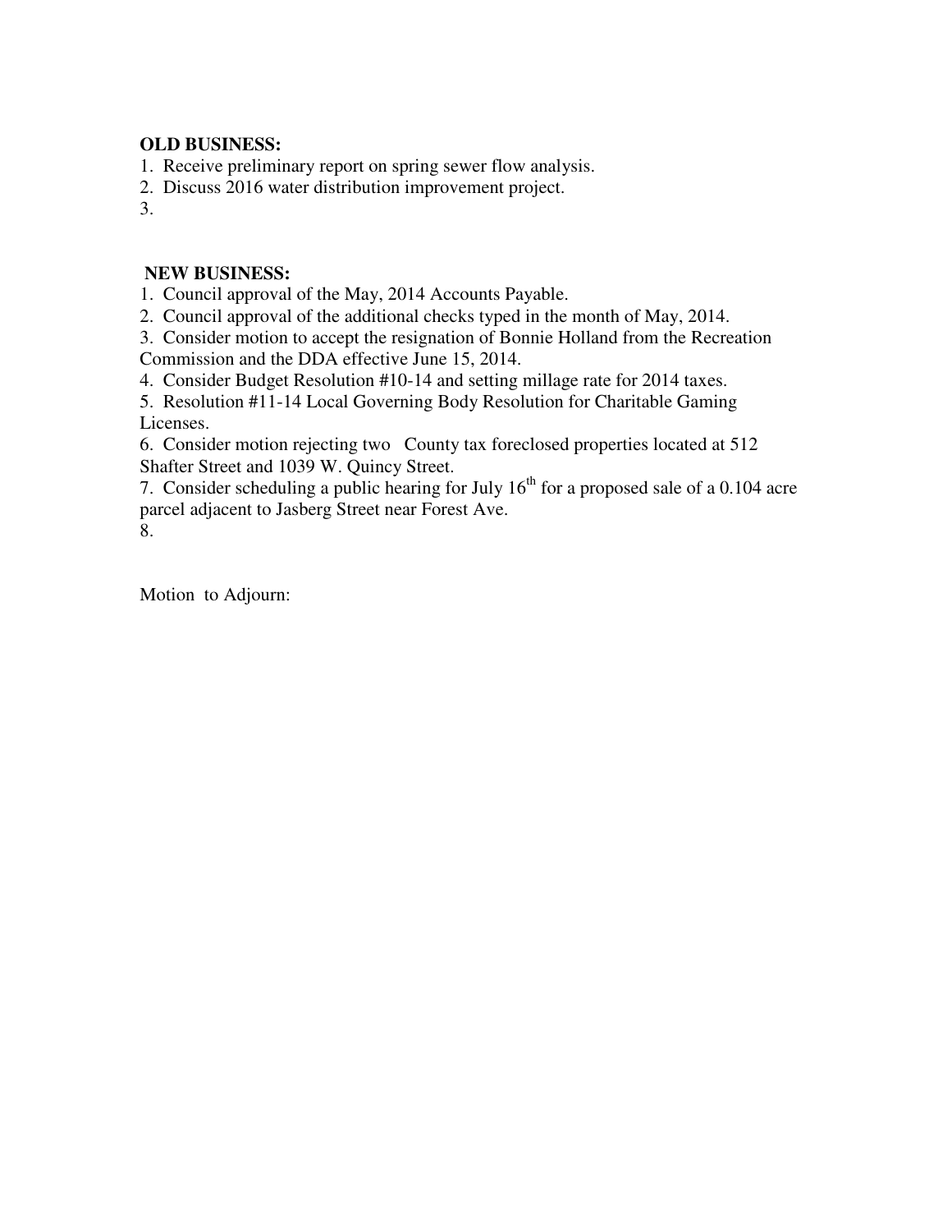**OLD BUSINESS:**

1. Receive preliminary report on spring sewer flow analysis.
2. Discuss 2016 water distribution improvement project.
3.

**NEW BUSINESS:**

1. Council approval of the May, 2014 Accounts Payable.
2. Council approval of the additional checks typed in the month of May, 2014.
3. Consider motion to accept the resignation of Bonnie Holland from the Recreation Commission and the DDA effective June 15, 2014.
4. Consider Budget Resolution #10-14 and setting millage rate for 2014 taxes.
5. Resolution #11-14 Local Governing Body Resolution for Charitable Gaming Licenses.
6. Consider motion rejecting two County tax foreclosed properties located at 512 Shafter Street and 1039 W. Quincy Street.
7. Consider scheduling a public hearing for July 16th for a proposed sale of a 0.104 acre parcel adjacent to Jasberg Street near Forest Ave.
8.

Motion to Adjourn: